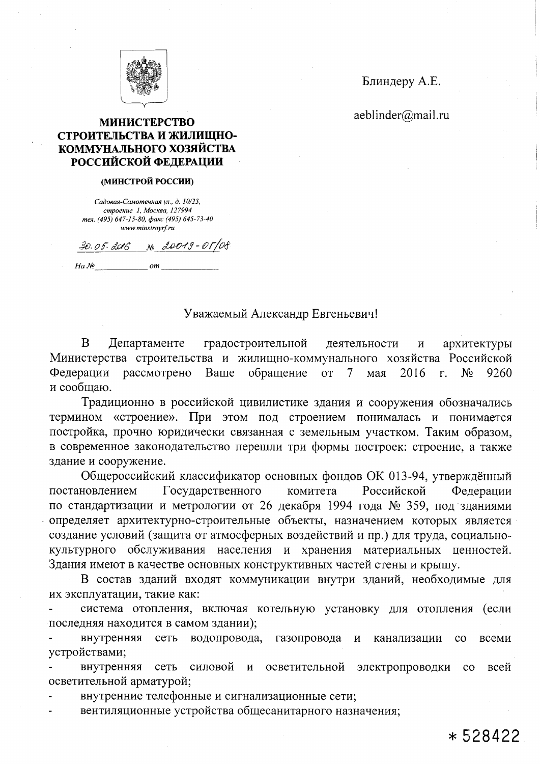**МИНИСТЕРСТВО СТРОИТЕЛЬСТВА И ЖИЛИЩНО-КОММУНАЛЬНОГО ХОЗЯЙСТВА РОССИЙСКОЙ ФЕДЕРАЦИИ**

**(МИНСТРОЙ РОССИИ)**

*Садовая-Самотечная ул., д. 10/23, строение 1, Москва, 127994*
*тел. (495) 647-15-80, факс (495) 645-73-40*
*www.minstroyrf.ru*

30.05.2016 № 20019-ОГ/08

На № ________ от ________

Блиндеру А.Е.

aeblinder@mail.ru

Уважаемый Александр Евгеньевич!

В Департаменте градостроительной деятельности и архитектуры Министерства строительства и жилищно-коммунального хозяйства Российской Федерации рассмотрено Ваше обращение от 7 мая 2016 г. № 9260 и сообщаю.

Традиционно в российской цивилистике здания и сооружения обозначались термином «строение». При этом под строением понималась и понимается постройка, прочно юридически связанная с земельным участком. Таким образом, в современное законодательство перешли три формы построек: строение, а также здание и сооружение.

Общероссийский классификатор основных фондов ОК 013-94, утверждённый постановлением Государственного комитета Российской Федерации по стандартизации и метрологии от 26 декабря 1994 года № 359, под зданиями определяет архитектурно-строительные объекты, назначением которых является создание условий (защита от атмосферных воздействий и пр.) для труда, социально-культурного обслуживания населения и хранения материальных ценностей. Здания имеют в качестве основных конструктивных частей стены и крышу.

В состав зданий входят коммуникации внутри зданий, необходимые для их эксплуатации, такие как:

- система отопления, включая котельную установку для отопления (если последняя находится в самом здании);
- внутренняя сеть водопровода, газопровода и канализации со всеми устройствами;
- внутренняя сеть силовой и осветительной электропроводки со всей осветительной арматурой;
- внутренние телефонные и сигнализационные сети;
- вентиляционные устройства общесанитарного назначения;

*528422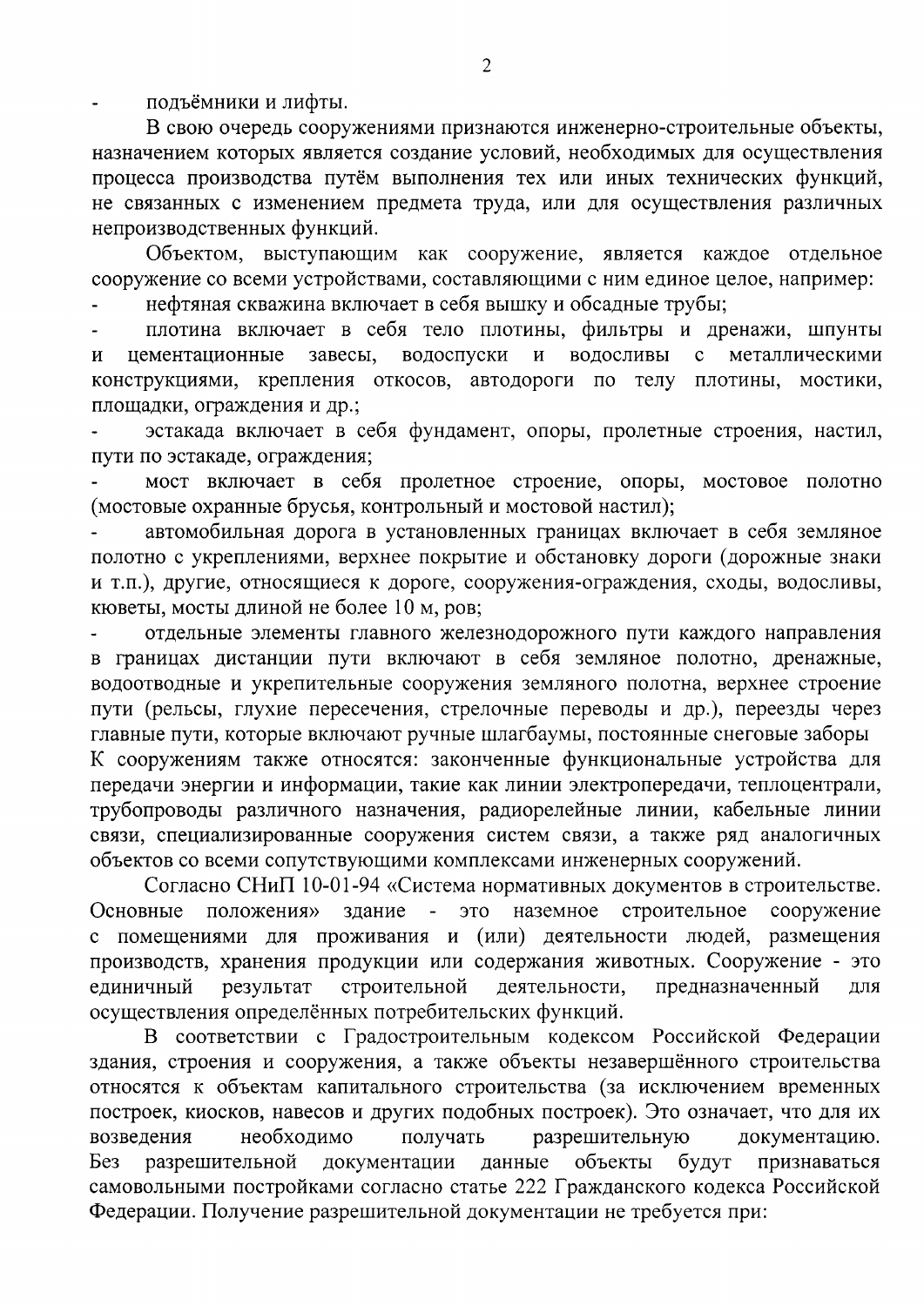- подъёмники и лифты.

В свою очередь сооружениями признаются инженерно-строительные объекты, назначением которых является создание условий, необходимых для осуществления процесса производства путём выполнения тех или иных технических функций, не связанных с изменением предмета труда, или для осуществления различных непроизводственных функций.

Объектом, выступающим как сооружение, является каждое отдельное сооружение со всеми устройствами, составляющими с ним единое целое, например:

- нефтяная скважина включает в себя вышку и обсадные трубы;
- плотина включает в себя тело плотины, фильтры и дренажи, шпунты и цементационные завесы, водоспуски и водосливы с металлическими конструкциями, крепления откосов, автодороги по телу плотины, мостики, площадки, ограждения и др.;
- эстакада включает в себя фундамент, опоры, пролетные строения, настил, пути по эстакаде, ограждения;
- мост включает в себя пролетное строение, опоры, мостовое полотно (мостовые охранные брусья, контрольный и мостовой настил);
- автомобильная дорога в установленных границах включает в себя земляное полотно с укреплениями, верхнее покрытие и обстановку дороги (дорожные знаки и т.п.), другие, относящиеся к дороге, сооружения-ограждения, сходы, водосливы, кюветы, мосты длиной не более 10 м, ров;
- отдельные элементы главного железнодорожного пути каждого направления в границах дистанции пути включают в себя земляное полотно, дренажные, водоотводные и укрепительные сооружения земляного полотна, верхнее строение пути (рельсы, глухие пересечения, стрелочные переводы и др.), переезды через главные пути, которые включают ручные шлагбаумы, постоянные снеговые заборы

К сооружениям также относятся: законченные функциональные устройства для передачи энергии и информации, такие как линии электропередачи, теплоцентрали, трубопроводы различного назначения, радиорелейные линии, кабельные линии связи, специализированные сооружения систем связи, а также ряд аналогичных объектов со всеми сопутствующими комплексами инженерных сооружений.

Согласно СНиП 10-01-94 «Система нормативных документов в строительстве. Основные положения» здание - это наземное строительное сооружение с помещениями для проживания и (или) деятельности людей, размещения производств, хранения продукции или содержания животных. Сооружение - это единичный результат строительной деятельности, предназначенный для осуществления определённых потребительских функций.

В соответствии с Градостроительным кодексом Российской Федерации здания, строения и сооружения, а также объекты незавершённого строительства относятся к объектам капитального строительства (за исключением временных построек, киосков, навесов и других подобных построек). Это означает, что для их возведения необходимо получать разрешительную документацию. Без разрешительной документации данные объекты будут признаваться самовольными постройками согласно статье 222 Гражданского кодекса Российской Федерации. Получение разрешительной документации не требуется при: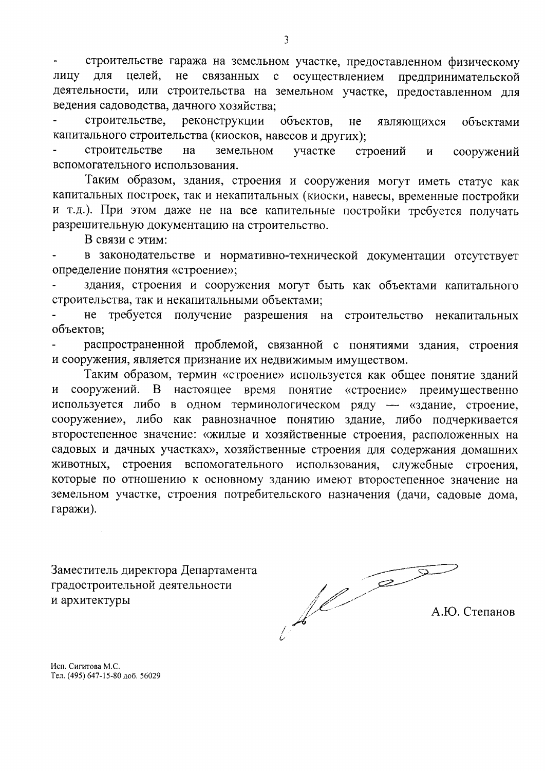- строительстве гаража на земельном участке, предоставленном физическому лицу для целей, не связанных с осуществлением предпринимательской деятельности, или строительства на земельном участке, предоставленном для ведения садоводства, дачного хозяйства;
- строительстве, реконструкции объектов, не являющихся объектами капитального строительства (киосков, навесов и других);
- строительстве на земельном участке строений и сооружений вспомогательного использования.

Таким образом, здания, строения и сооружения могут иметь статус как капитальных построек, так и некапитальных (киоски, навесы, временные постройки и т.д.). При этом даже не на все капительные постройки требуется получать разрешительную документацию на строительство.

В связи с этим:

- в законодательстве и нормативно-технической документации отсутствует определение понятия «строение»;
- здания, строения и сооружения могут быть как объектами капитального строительства, так и некапитальными объектами;
- не требуется получение разрешения на строительство некапитальных объектов;
- распространенной проблемой, связанной с понятиями здания, строения и сооружения, является признание их недвижимым имуществом.

Таким образом, термин «строение» используется как общее понятие зданий и сооружений. В настоящее время понятие «строение» преимущественно используется либо в одном терминологическом ряду — «здание, строение, сооружение», либо как равнозначное понятию здание, либо подчеркивается второстепенное значение: «жилые и хозяйственные строения, расположенных на садовых и дачных участках», хозяйственные строения для содержания домашних животных, строения вспомогательного использования, служебные строения, которые по отношению к основному зданию имеют второстепенное значение на земельном участке, строения потребительского назначения (дачи, садовые дома, гаражи).

Заместитель директора Департамента
градостроительной деятельности
и архитектуры

А.Ю. Степанов

Исп. Сигитова М.С.
Тел. (495) 647-15-80 доб. 56029